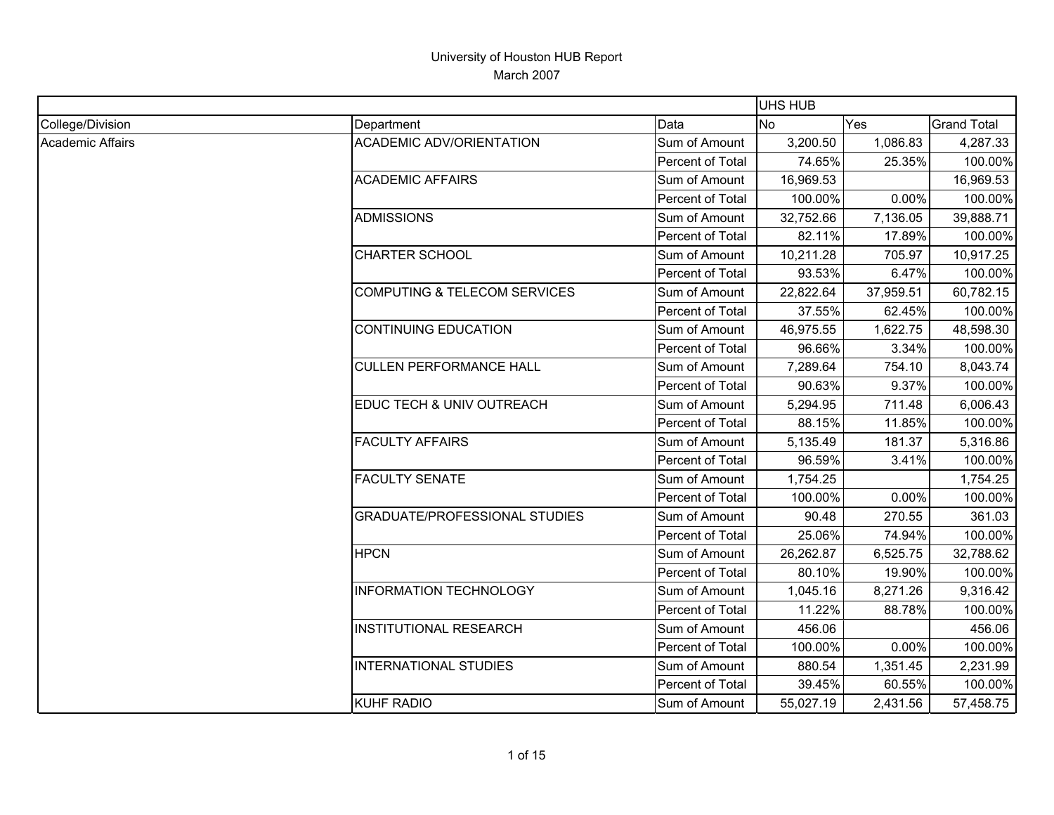# University of Houston HUB Report

March 2007

| | | | UHS HUB | | |
|---|---|---|---|---|---|
| College/Division | Department | Data | No | Yes | Grand Total |
| Academic Affairs | ACADEMIC ADV/ORIENTATION | Sum of Amount | 3,200.50 | 1,086.83 | 4,287.33 |
| | | Percent of Total | 74.65% | 25.35% | 100.00% |
| | ACADEMIC AFFAIRS | Sum of Amount | 16,969.53 | | 16,969.53 |
| | | Percent of Total | 100.00% | 0.00% | 100.00% |
| | ADMISSIONS | Sum of Amount | 32,752.66 | 7,136.05 | 39,888.71 |
| | | Percent of Total | 82.11% | 17.89% | 100.00% |
| | CHARTER SCHOOL | Sum of Amount | 10,211.28 | 705.97 | 10,917.25 |
| | | Percent of Total | 93.53% | 6.47% | 100.00% |
| | COMPUTING & TELECOM SERVICES | Sum of Amount | 22,822.64 | 37,959.51 | 60,782.15 |
| | | Percent of Total | 37.55% | 62.45% | 100.00% |
| | CONTINUING EDUCATION | Sum of Amount | 46,975.55 | 1,622.75 | 48,598.30 |
| | | Percent of Total | 96.66% | 3.34% | 100.00% |
| | CULLEN PERFORMANCE HALL | Sum of Amount | 7,289.64 | 754.10 | 8,043.74 |
| | | Percent of Total | 90.63% | 9.37% | 100.00% |
| | EDUC TECH & UNIV OUTREACH | Sum of Amount | 5,294.95 | 711.48 | 6,006.43 |
| | | Percent of Total | 88.15% | 11.85% | 100.00% |
| | FACULTY AFFAIRS | Sum of Amount | 5,135.49 | 181.37 | 5,316.86 |
| | | Percent of Total | 96.59% | 3.41% | 100.00% |
| | FACULTY SENATE | Sum of Amount | 1,754.25 | | 1,754.25 |
| | | Percent of Total | 100.00% | 0.00% | 100.00% |
| | GRADUATE/PROFESSIONAL STUDIES | Sum of Amount | 90.48 | 270.55 | 361.03 |
| | | Percent of Total | 25.06% | 74.94% | 100.00% |
| | HPCN | Sum of Amount | 26,262.87 | 6,525.75 | 32,788.62 |
| | | Percent of Total | 80.10% | 19.90% | 100.00% |
| | INFORMATION TECHNOLOGY | Sum of Amount | 1,045.16 | 8,271.26 | 9,316.42 |
| | | Percent of Total | 11.22% | 88.78% | 100.00% |
| | INSTITUTIONAL RESEARCH | Sum of Amount | 456.06 | | 456.06 |
| | | Percent of Total | 100.00% | 0.00% | 100.00% |
| | INTERNATIONAL STUDIES | Sum of Amount | 880.54 | 1,351.45 | 2,231.99 |
| | | Percent of Total | 39.45% | 60.55% | 100.00% |
| | KUHF RADIO | Sum of Amount | 55,027.19 | 2,431.56 | 57,458.75 |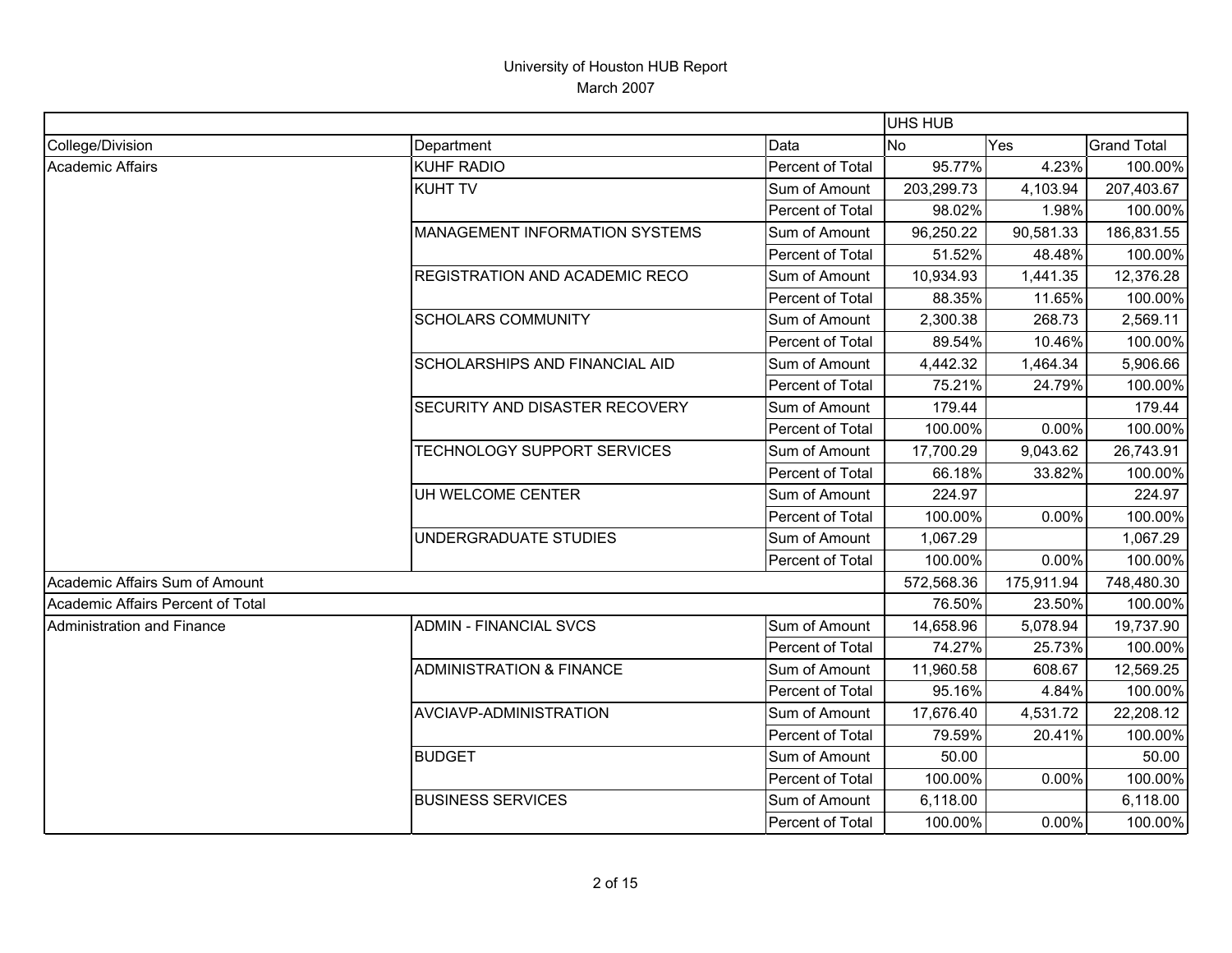# University of Houston HUB Report
March 2007

| | | | UHS HUB | | |
|---|---|---|---|---|---|
| College/Division | Department | Data | No | Yes | Grand Total |
| Academic Affairs | KUHF RADIO | Percent of Total | 95.77% | 4.23% | 100.00% |
| | KUHT TV | Sum of Amount | 203,299.73 | 4,103.94 | 207,403.67 |
| | | Percent of Total | 98.02% | 1.98% | 100.00% |
| | MANAGEMENT INFORMATION SYSTEMS | Sum of Amount | 96,250.22 | 90,581.33 | 186,831.55 |
| | | Percent of Total | 51.52% | 48.48% | 100.00% |
| | REGISTRATION AND ACADEMIC RECO | Sum of Amount | 10,934.93 | 1,441.35 | 12,376.28 |
| | | Percent of Total | 88.35% | 11.65% | 100.00% |
| | SCHOLARS COMMUNITY | Sum of Amount | 2,300.38 | 268.73 | 2,569.11 |
| | | Percent of Total | 89.54% | 10.46% | 100.00% |
| | SCHOLARSHIPS AND FINANCIAL AID | Sum of Amount | 4,442.32 | 1,464.34 | 5,906.66 |
| | | Percent of Total | 75.21% | 24.79% | 100.00% |
| | SECURITY AND DISASTER RECOVERY | Sum of Amount | 179.44 | | 179.44 |
| | | Percent of Total | 100.00% | 0.00% | 100.00% |
| | TECHNOLOGY SUPPORT SERVICES | Sum of Amount | 17,700.29 | 9,043.62 | 26,743.91 |
| | | Percent of Total | 66.18% | 33.82% | 100.00% |
| | UH WELCOME CENTER | Sum of Amount | 224.97 | | 224.97 |
| | | Percent of Total | 100.00% | 0.00% | 100.00% |
| | UNDERGRADUATE STUDIES | Sum of Amount | 1,067.29 | | 1,067.29 |
| | | Percent of Total | 100.00% | 0.00% | 100.00% |
| Academic Affairs Sum of Amount | | | 572,568.36 | 175,911.94 | 748,480.30 |
| Academic Affairs Percent of Total | | | 76.50% | 23.50% | 100.00% |
| Administration and Finance | ADMIN - FINANCIAL SVCS | Sum of Amount | 14,658.96 | 5,078.94 | 19,737.90 |
| | | Percent of Total | 74.27% | 25.73% | 100.00% |
| | ADMINISTRATION & FINANCE | Sum of Amount | 11,960.58 | 608.67 | 12,569.25 |
| | | Percent of Total | 95.16% | 4.84% | 100.00% |
| | AVCIAVP-ADMINISTRATION | Sum of Amount | 17,676.40 | 4,531.72 | 22,208.12 |
| | | Percent of Total | 79.59% | 20.41% | 100.00% |
| | BUDGET | Sum of Amount | 50.00 | | 50.00 |
| | | Percent of Total | 100.00% | 0.00% | 100.00% |
| | BUSINESS SERVICES | Sum of Amount | 6,118.00 | | 6,118.00 |
| | | Percent of Total | 100.00% | 0.00% | 100.00% |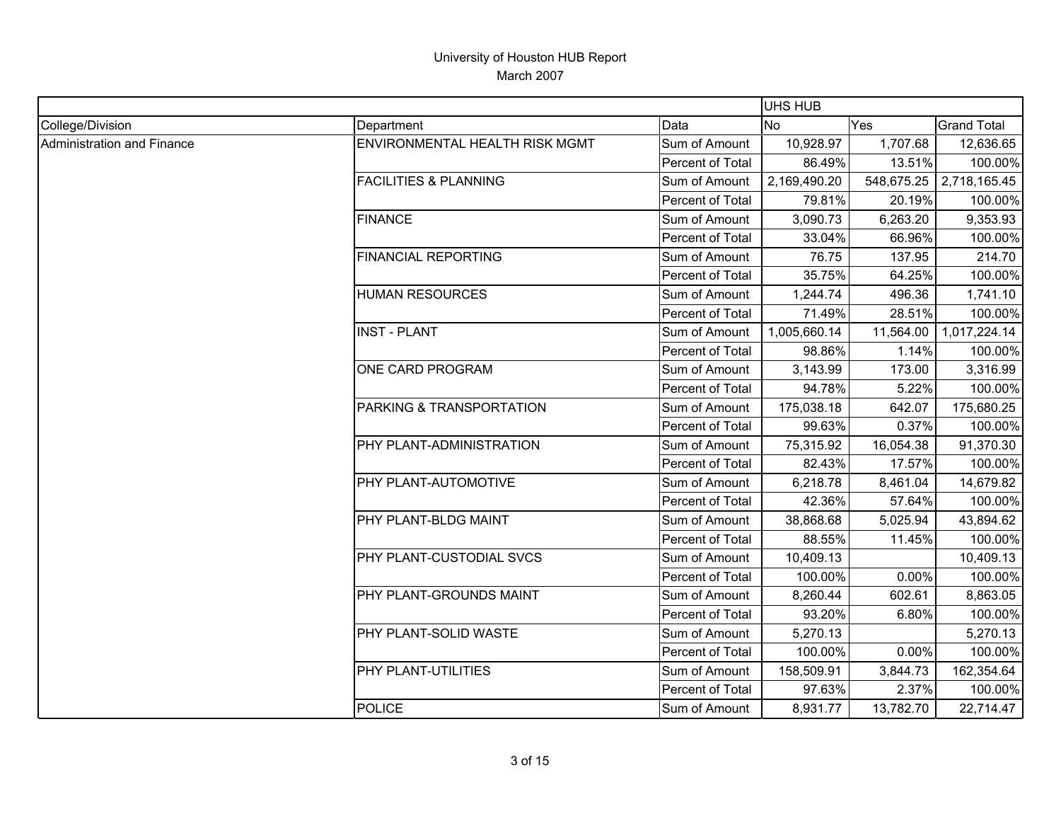# University of Houston HUB Report
March 2007

| | | | UHS HUB | | |
|---|---|---|---|---|---|
| College/Division | Department | Data | No | Yes | Grand Total |
| Administration and Finance | ENVIRONMENTAL HEALTH RISK MGMT | Sum of Amount | 10,928.97 | 1,707.68 | 12,636.65 |
| | | Percent of Total | 86.49% | 13.51% | 100.00% |
| | FACILITIES & PLANNING | Sum of Amount | 2,169,490.20 | 548,675.25 | 2,718,165.45 |
| | | Percent of Total | 79.81% | 20.19% | 100.00% |
| | FINANCE | Sum of Amount | 3,090.73 | 6,263.20 | 9,353.93 |
| | | Percent of Total | 33.04% | 66.96% | 100.00% |
| | FINANCIAL REPORTING | Sum of Amount | 76.75 | 137.95 | 214.70 |
| | | Percent of Total | 35.75% | 64.25% | 100.00% |
| | HUMAN RESOURCES | Sum of Amount | 1,244.74 | 496.36 | 1,741.10 |
| | | Percent of Total | 71.49% | 28.51% | 100.00% |
| | INST - PLANT | Sum of Amount | 1,005,660.14 | 11,564.00 | 1,017,224.14 |
| | | Percent of Total | 98.86% | 1.14% | 100.00% |
| | ONE CARD PROGRAM | Sum of Amount | 3,143.99 | 173.00 | 3,316.99 |
| | | Percent of Total | 94.78% | 5.22% | 100.00% |
| | PARKING & TRANSPORTATION | Sum of Amount | 175,038.18 | 642.07 | 175,680.25 |
| | | Percent of Total | 99.63% | 0.37% | 100.00% |
| | PHY PLANT-ADMINISTRATION | Sum of Amount | 75,315.92 | 16,054.38 | 91,370.30 |
| | | Percent of Total | 82.43% | 17.57% | 100.00% |
| | PHY PLANT-AUTOMOTIVE | Sum of Amount | 6,218.78 | 8,461.04 | 14,679.82 |
| | | Percent of Total | 42.36% | 57.64% | 100.00% |
| | PHY PLANT-BLDG MAINT | Sum of Amount | 38,868.68 | 5,025.94 | 43,894.62 |
| | | Percent of Total | 88.55% | 11.45% | 100.00% |
| | PHY PLANT-CUSTODIAL SVCS | Sum of Amount | 10,409.13 | | 10,409.13 |
| | | Percent of Total | 100.00% | 0.00% | 100.00% |
| | PHY PLANT-GROUNDS MAINT | Sum of Amount | 8,260.44 | 602.61 | 8,863.05 |
| | | Percent of Total | 93.20% | 6.80% | 100.00% |
| | PHY PLANT-SOLID WASTE | Sum of Amount | 5,270.13 | | 5,270.13 |
| | | Percent of Total | 100.00% | 0.00% | 100.00% |
| | PHY PLANT-UTILITIES | Sum of Amount | 158,509.91 | 3,844.73 | 162,354.64 |
| | | Percent of Total | 97.63% | 2.37% | 100.00% |
| | POLICE | Sum of Amount | 8,931.77 | 13,782.70 | 22,714.47 |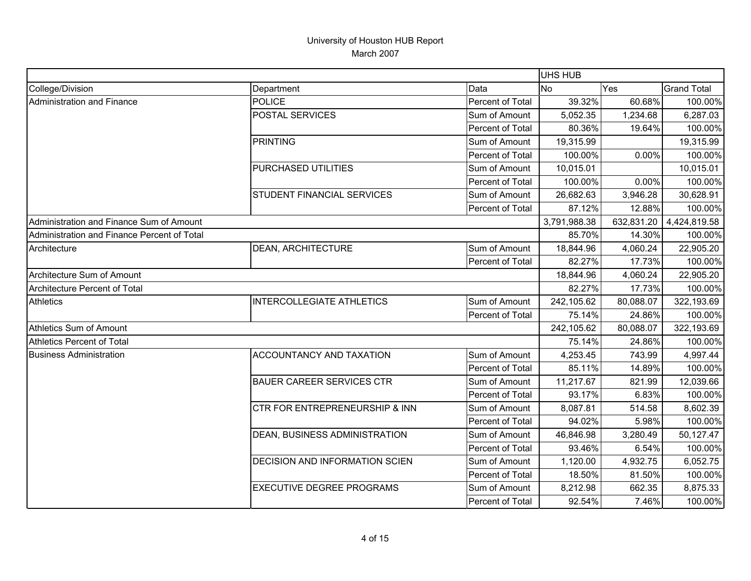# University of Houston HUB Report

March 2007

| | | | UHS HUB | | |
|---|---|---|---|---|---|
| College/Division | Department | Data | No | Yes | Grand Total |
| Administration and Finance | POLICE | Percent of Total | 39.32% | 60.68% | 100.00% |
| | POSTAL SERVICES | Sum of Amount | 5,052.35 | 1,234.68 | 6,287.03 |
| | | Percent of Total | 80.36% | 19.64% | 100.00% |
| | PRINTING | Sum of Amount | 19,315.99 | | 19,315.99 |
| | | Percent of Total | 100.00% | 0.00% | 100.00% |
| | PURCHASED UTILITIES | Sum of Amount | 10,015.01 | | 10,015.01 |
| | | Percent of Total | 100.00% | 0.00% | 100.00% |
| | STUDENT FINANCIAL SERVICES | Sum of Amount | 26,682.63 | 3,946.28 | 30,628.91 |
| | | Percent of Total | 87.12% | 12.88% | 100.00% |
| Administration and Finance Sum of Amount | | | 3,791,988.38 | 632,831.20 | 4,424,819.58 |
| Administration and Finance Percent of Total | | | 85.70% | 14.30% | 100.00% |
| Architecture | DEAN, ARCHITECTURE | Sum of Amount | 18,844.96 | 4,060.24 | 22,905.20 |
| | | Percent of Total | 82.27% | 17.73% | 100.00% |
| Architecture Sum of Amount | | | 18,844.96 | 4,060.24 | 22,905.20 |
| Architecture Percent of Total | | | 82.27% | 17.73% | 100.00% |
| Athletics | INTERCOLLEGIATE ATHLETICS | Sum of Amount | 242,105.62 | 80,088.07 | 322,193.69 |
| | | Percent of Total | 75.14% | 24.86% | 100.00% |
| Athletics Sum of Amount | | | 242,105.62 | 80,088.07 | 322,193.69 |
| Athletics Percent of Total | | | 75.14% | 24.86% | 100.00% |
| Business Administration | ACCOUNTANCY AND TAXATION | Sum of Amount | 4,253.45 | 743.99 | 4,997.44 |
| | | Percent of Total | 85.11% | 14.89% | 100.00% |
| | BAUER CAREER SERVICES CTR | Sum of Amount | 11,217.67 | 821.99 | 12,039.66 |
| | | Percent of Total | 93.17% | 6.83% | 100.00% |
| | CTR FOR ENTREPRENEURSHIP & INN | Sum of Amount | 8,087.81 | 514.58 | 8,602.39 |
| | | Percent of Total | 94.02% | 5.98% | 100.00% |
| | DEAN, BUSINESS ADMINISTRATION | Sum of Amount | 46,846.98 | 3,280.49 | 50,127.47 |
| | | Percent of Total | 93.46% | 6.54% | 100.00% |
| | DECISION AND INFORMATION SCIEN | Sum of Amount | 1,120.00 | 4,932.75 | 6,052.75 |
| | | Percent of Total | 18.50% | 81.50% | 100.00% |
| | EXECUTIVE DEGREE PROGRAMS | Sum of Amount | 8,212.98 | 662.35 | 8,875.33 |
| | | Percent of Total | 92.54% | 7.46% | 100.00% |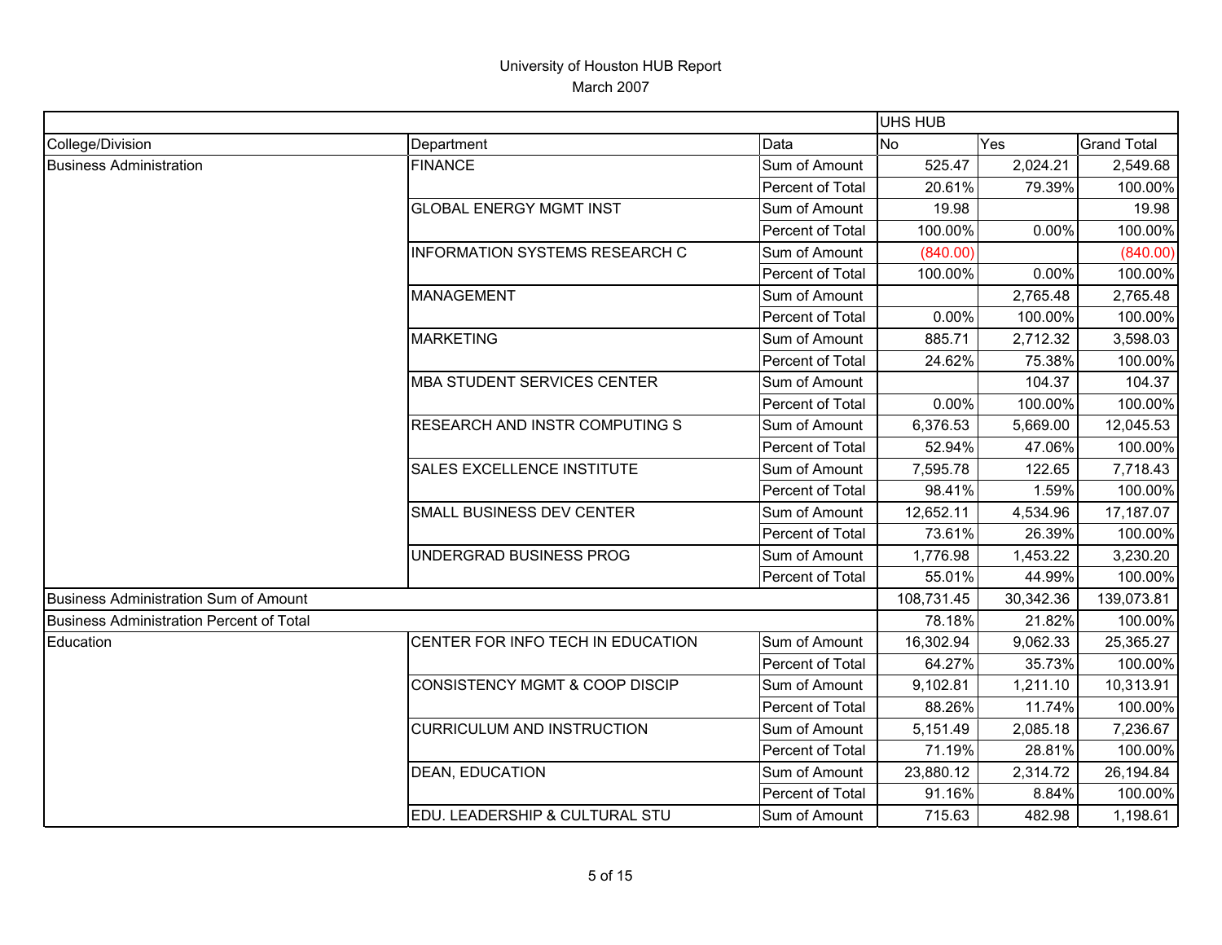University of Houston HUB Report
March 2007

| | | | UHS HUB | | |
|---|---|---|---|---|---|
| College/Division | Department | Data | No | Yes | Grand Total |
| Business Administration | FINANCE | Sum of Amount | 525.47 | 2,024.21 | 2,549.68 |
| | | Percent of Total | 20.61% | 79.39% | 100.00% |
| | GLOBAL ENERGY MGMT INST | Sum of Amount | 19.98 | | 19.98 |
| | | Percent of Total | 100.00% | 0.00% | 100.00% |
| | INFORMATION SYSTEMS RESEARCH C | Sum of Amount | (840.00) | | (840.00) |
| | | Percent of Total | 100.00% | 0.00% | 100.00% |
| | MANAGEMENT | Sum of Amount | | 2,765.48 | 2,765.48 |
| | | Percent of Total | 0.00% | 100.00% | 100.00% |
| | MARKETING | Sum of Amount | 885.71 | 2,712.32 | 3,598.03 |
| | | Percent of Total | 24.62% | 75.38% | 100.00% |
| | MBA STUDENT SERVICES CENTER | Sum of Amount | | 104.37 | 104.37 |
| | | Percent of Total | 0.00% | 100.00% | 100.00% |
| | RESEARCH AND INSTR COMPUTING S | Sum of Amount | 6,376.53 | 5,669.00 | 12,045.53 |
| | | Percent of Total | 52.94% | 47.06% | 100.00% |
| | SALES EXCELLENCE INSTITUTE | Sum of Amount | 7,595.78 | 122.65 | 7,718.43 |
| | | Percent of Total | 98.41% | 1.59% | 100.00% |
| | SMALL BUSINESS DEV CENTER | Sum of Amount | 12,652.11 | 4,534.96 | 17,187.07 |
| | | Percent of Total | 73.61% | 26.39% | 100.00% |
| | UNDERGRAD BUSINESS PROG | Sum of Amount | 1,776.98 | 1,453.22 | 3,230.20 |
| | | Percent of Total | 55.01% | 44.99% | 100.00% |
| Business Administration Sum of Amount | | | 108,731.45 | 30,342.36 | 139,073.81 |
| Business Administration Percent of Total | | | 78.18% | 21.82% | 100.00% |
| Education | CENTER FOR INFO TECH IN EDUCATION | Sum of Amount | 16,302.94 | 9,062.33 | 25,365.27 |
| | | Percent of Total | 64.27% | 35.73% | 100.00% |
| | CONSISTENCY MGMT & COOP DISCIP | Sum of Amount | 9,102.81 | 1,211.10 | 10,313.91 |
| | | Percent of Total | 88.26% | 11.74% | 100.00% |
| | CURRICULUM AND INSTRUCTION | Sum of Amount | 5,151.49 | 2,085.18 | 7,236.67 |
| | | Percent of Total | 71.19% | 28.81% | 100.00% |
| | DEAN, EDUCATION | Sum of Amount | 23,880.12 | 2,314.72 | 26,194.84 |
| | | Percent of Total | 91.16% | 8.84% | 100.00% |
| | EDU. LEADERSHIP & CULTURAL STU | Sum of Amount | 715.63 | 482.98 | 1,198.61 |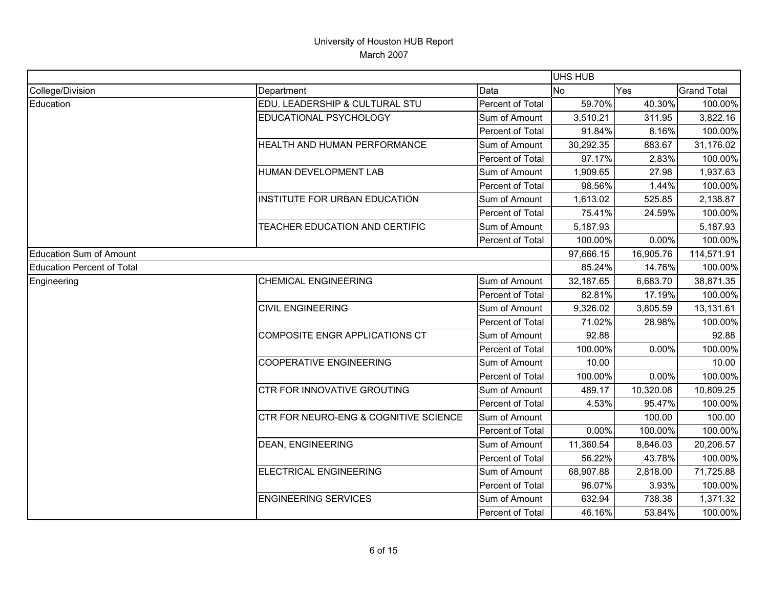University of Houston HUB Report
March 2007

| | | | UHS HUB | | |
|---|---|---|---|---|---|
| College/Division | Department | Data | No | Yes | Grand Total |
| Education | EDU. LEADERSHIP & CULTURAL STU | Percent of Total | 59.70% | 40.30% | 100.00% |
| | EDUCATIONAL PSYCHOLOGY | Sum of Amount | 3,510.21 | 311.95 | 3,822.16 |
| | | Percent of Total | 91.84% | 8.16% | 100.00% |
| | HEALTH AND HUMAN PERFORMANCE | Sum of Amount | 30,292.35 | 883.67 | 31,176.02 |
| | | Percent of Total | 97.17% | 2.83% | 100.00% |
| | HUMAN DEVELOPMENT LAB | Sum of Amount | 1,909.65 | 27.98 | 1,937.63 |
| | | Percent of Total | 98.56% | 1.44% | 100.00% |
| | INSTITUTE FOR URBAN EDUCATION | Sum of Amount | 1,613.02 | 525.85 | 2,138.87 |
| | | Percent of Total | 75.41% | 24.59% | 100.00% |
| | TEACHER EDUCATION AND CERTIFIC | Sum of Amount | 5,187.93 | | 5,187.93 |
| | | Percent of Total | 100.00% | 0.00% | 100.00% |
| Education Sum of Amount | | | 97,666.15 | 16,905.76 | 114,571.91 |
| Education Percent of Total | | | 85.24% | 14.76% | 100.00% |
| Engineering | CHEMICAL ENGINEERING | Sum of Amount | 32,187.65 | 6,683.70 | 38,871.35 |
| | | Percent of Total | 82.81% | 17.19% | 100.00% |
| | CIVIL ENGINEERING | Sum of Amount | 9,326.02 | 3,805.59 | 13,131.61 |
| | | Percent of Total | 71.02% | 28.98% | 100.00% |
| | COMPOSITE ENGR APPLICATIONS CT | Sum of Amount | 92.88 | | 92.88 |
| | | Percent of Total | 100.00% | 0.00% | 100.00% |
| | COOPERATIVE ENGINEERING | Sum of Amount | 10.00 | | 10.00 |
| | | Percent of Total | 100.00% | 0.00% | 100.00% |
| | CTR FOR INNOVATIVE GROUTING | Sum of Amount | 489.17 | 10,320.08 | 10,809.25 |
| | | Percent of Total | 4.53% | 95.47% | 100.00% |
| | CTR FOR NEURO-ENG & COGNITIVE SCIENCE | Sum of Amount | | 100.00 | 100.00 |
| | | Percent of Total | 0.00% | 100.00% | 100.00% |
| | DEAN, ENGINEERING | Sum of Amount | 11,360.54 | 8,846.03 | 20,206.57 |
| | | Percent of Total | 56.22% | 43.78% | 100.00% |
| | ELECTRICAL ENGINEERING | Sum of Amount | 68,907.88 | 2,818.00 | 71,725.88 |
| | | Percent of Total | 96.07% | 3.93% | 100.00% |
| | ENGINEERING SERVICES | Sum of Amount | 632.94 | 738.38 | 1,371.32 |
| | | Percent of Total | 46.16% | 53.84% | 100.00% |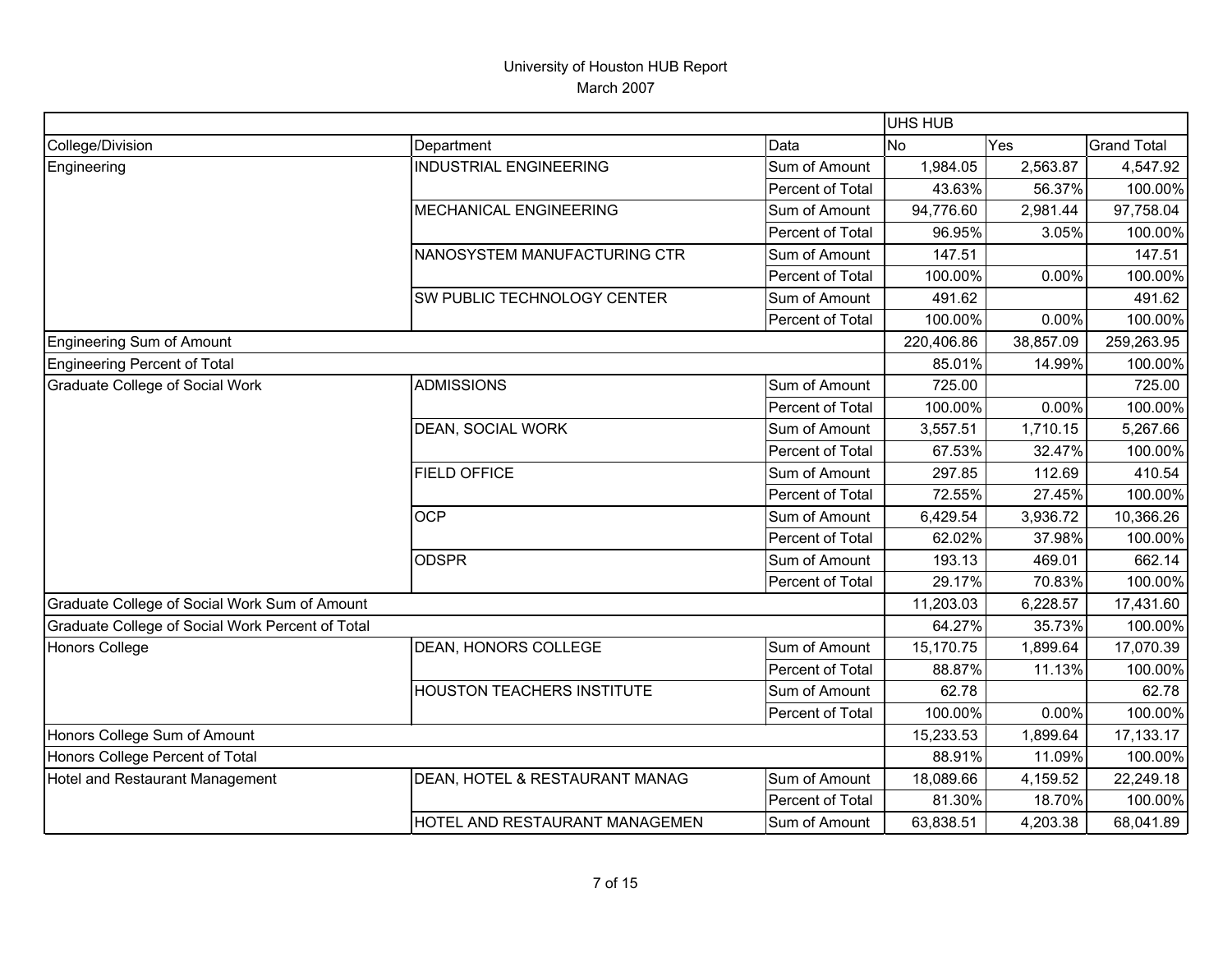University of Houston HUB Report
March 2007

| | | | UHS HUB | | |
|---|---|---|---|---|---|
| College/Division | Department | Data | No | Yes | Grand Total |
| Engineering | INDUSTRIAL ENGINEERING | Sum of Amount | 1,984.05 | 2,563.87 | 4,547.92 |
| | | Percent of Total | 43.63% | 56.37% | 100.00% |
| | MECHANICAL ENGINEERING | Sum of Amount | 94,776.60 | 2,981.44 | 97,758.04 |
| | | Percent of Total | 96.95% | 3.05% | 100.00% |
| | NANOSYSTEM MANUFACTURING CTR | Sum of Amount | 147.51 | | 147.51 |
| | | Percent of Total | 100.00% | 0.00% | 100.00% |
| | SW PUBLIC TECHNOLOGY CENTER | Sum of Amount | 491.62 | | 491.62 |
| | | Percent of Total | 100.00% | 0.00% | 100.00% |
| Engineering Sum of Amount | | | 220,406.86 | 38,857.09 | 259,263.95 |
| Engineering Percent of Total | | | 85.01% | 14.99% | 100.00% |
| Graduate College of Social Work | ADMISSIONS | Sum of Amount | 725.00 | | 725.00 |
| | | Percent of Total | 100.00% | 0.00% | 100.00% |
| | DEAN, SOCIAL WORK | Sum of Amount | 3,557.51 | 1,710.15 | 5,267.66 |
| | | Percent of Total | 67.53% | 32.47% | 100.00% |
| | FIELD OFFICE | Sum of Amount | 297.85 | 112.69 | 410.54 |
| | | Percent of Total | 72.55% | 27.45% | 100.00% |
| | OCP | Sum of Amount | 6,429.54 | 3,936.72 | 10,366.26 |
| | | Percent of Total | 62.02% | 37.98% | 100.00% |
| | ODSPR | Sum of Amount | 193.13 | 469.01 | 662.14 |
| | | Percent of Total | 29.17% | 70.83% | 100.00% |
| Graduate College of Social Work Sum of Amount | | | 11,203.03 | 6,228.57 | 17,431.60 |
| Graduate College of Social Work Percent of Total | | | 64.27% | 35.73% | 100.00% |
| Honors College | DEAN, HONORS COLLEGE | Sum of Amount | 15,170.75 | 1,899.64 | 17,070.39 |
| | | Percent of Total | 88.87% | 11.13% | 100.00% |
| | HOUSTON TEACHERS INSTITUTE | Sum of Amount | 62.78 | | 62.78 |
| | | Percent of Total | 100.00% | 0.00% | 100.00% |
| Honors College Sum of Amount | | | 15,233.53 | 1,899.64 | 17,133.17 |
| Honors College Percent of Total | | | 88.91% | 11.09% | 100.00% |
| Hotel and Restaurant Management | DEAN, HOTEL & RESTAURANT MANAG | Sum of Amount | 18,089.66 | 4,159.52 | 22,249.18 |
| | | Percent of Total | 81.30% | 18.70% | 100.00% |
| | HOTEL AND RESTAURANT MANAGEMEN | Sum of Amount | 63,838.51 | 4,203.38 | 68,041.89 |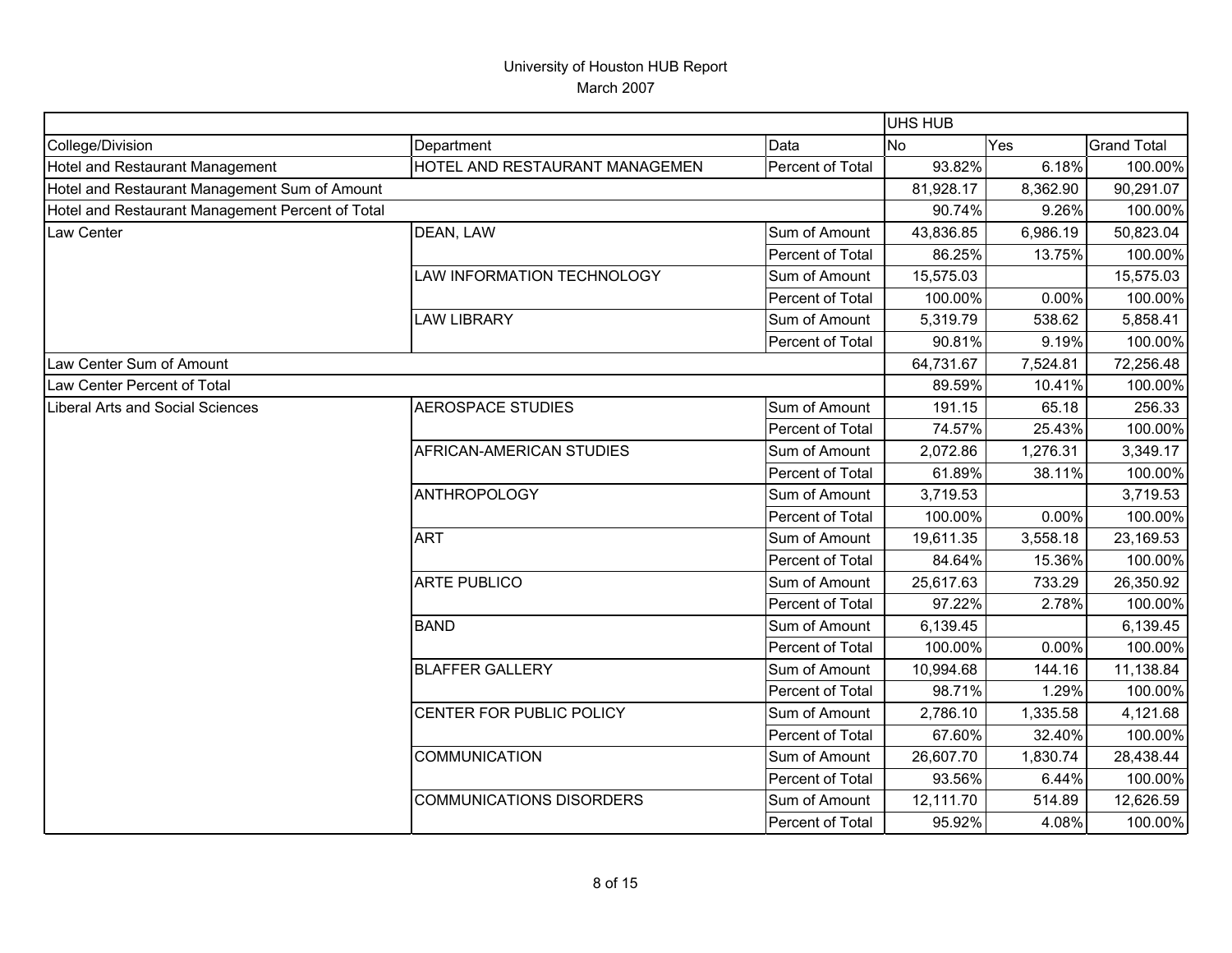# University of Houston HUB Report

March 2007

| | | | UHS HUB | | |
|---|---|---|---|---|---|
| College/Division | Department | Data | No | Yes | Grand Total |
| Hotel and Restaurant Management | HOTEL AND RESTAURANT MANAGEMEN | Percent of Total | 93.82% | 6.18% | 100.00% |
| Hotel and Restaurant Management Sum of Amount | | | 81,928.17 | 8,362.90 | 90,291.07 |
| Hotel and Restaurant Management Percent of Total | | | 90.74% | 9.26% | 100.00% |
| Law Center | DEAN, LAW | Sum of Amount | 43,836.85 | 6,986.19 | 50,823.04 |
| | | Percent of Total | 86.25% | 13.75% | 100.00% |
| | LAW INFORMATION TECHNOLOGY | Sum of Amount | 15,575.03 | | 15,575.03 |
| | | Percent of Total | 100.00% | 0.00% | 100.00% |
| | LAW LIBRARY | Sum of Amount | 5,319.79 | 538.62 | 5,858.41 |
| | | Percent of Total | 90.81% | 9.19% | 100.00% |
| Law Center Sum of Amount | | | 64,731.67 | 7,524.81 | 72,256.48 |
| Law Center Percent of Total | | | 89.59% | 10.41% | 100.00% |
| Liberal Arts and Social Sciences | AEROSPACE STUDIES | Sum of Amount | 191.15 | 65.18 | 256.33 |
| | | Percent of Total | 74.57% | 25.43% | 100.00% |
| | AFRICAN-AMERICAN STUDIES | Sum of Amount | 2,072.86 | 1,276.31 | 3,349.17 |
| | | Percent of Total | 61.89% | 38.11% | 100.00% |
| | ANTHROPOLOGY | Sum of Amount | 3,719.53 | | 3,719.53 |
| | | Percent of Total | 100.00% | 0.00% | 100.00% |
| | ART | Sum of Amount | 19,611.35 | 3,558.18 | 23,169.53 |
| | | Percent of Total | 84.64% | 15.36% | 100.00% |
| | ARTE PUBLICO | Sum of Amount | 25,617.63 | 733.29 | 26,350.92 |
| | | Percent of Total | 97.22% | 2.78% | 100.00% |
| | BAND | Sum of Amount | 6,139.45 | | 6,139.45 |
| | | Percent of Total | 100.00% | 0.00% | 100.00% |
| | BLAFFER GALLERY | Sum of Amount | 10,994.68 | 144.16 | 11,138.84 |
| | | Percent of Total | 98.71% | 1.29% | 100.00% |
| | CENTER FOR PUBLIC POLICY | Sum of Amount | 2,786.10 | 1,335.58 | 4,121.68 |
| | | Percent of Total | 67.60% | 32.40% | 100.00% |
| | COMMUNICATION | Sum of Amount | 26,607.70 | 1,830.74 | 28,438.44 |
| | | Percent of Total | 93.56% | 6.44% | 100.00% |
| | COMMUNICATIONS DISORDERS | Sum of Amount | 12,111.70 | 514.89 | 12,626.59 |
| | | Percent of Total | 95.92% | 4.08% | 100.00% |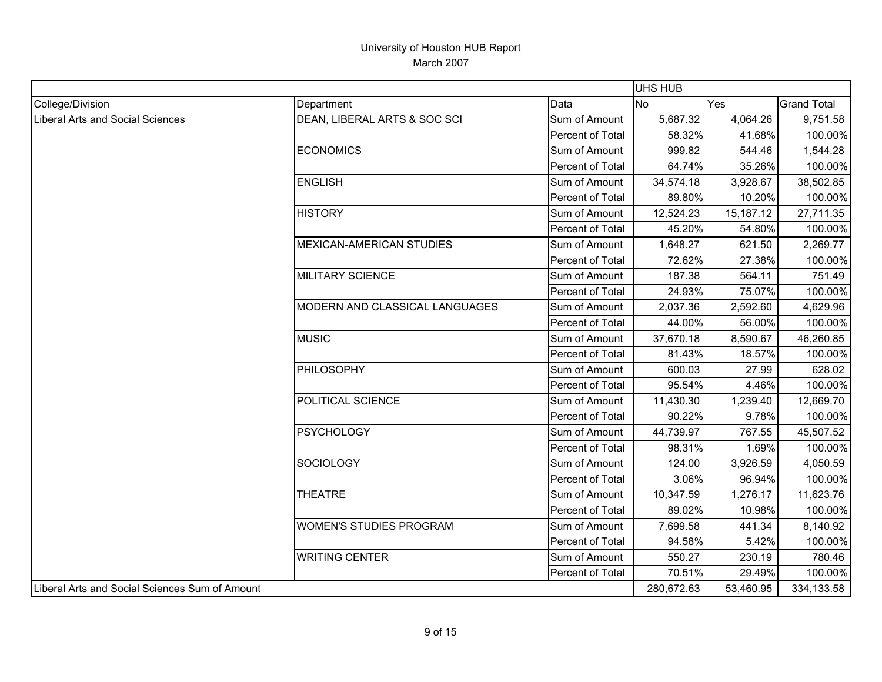University of Houston HUB Report
March 2007

| | | | UHS HUB | | |
|---|---|---|---|---|---|
| College/Division | Department | Data | No | Yes | Grand Total |
| Liberal Arts and Social Sciences | DEAN, LIBERAL ARTS & SOC SCI | Sum of Amount | 5,687.32 | 4,064.26 | 9,751.58 |
| | | Percent of Total | 58.32% | 41.68% | 100.00% |
| | ECONOMICS | Sum of Amount | 999.82 | 544.46 | 1,544.28 |
| | | Percent of Total | 64.74% | 35.26% | 100.00% |
| | ENGLISH | Sum of Amount | 34,574.18 | 3,928.67 | 38,502.85 |
| | | Percent of Total | 89.80% | 10.20% | 100.00% |
| | HISTORY | Sum of Amount | 12,524.23 | 15,187.12 | 27,711.35 |
| | | Percent of Total | 45.20% | 54.80% | 100.00% |
| | MEXICAN-AMERICAN STUDIES | Sum of Amount | 1,648.27 | 621.50 | 2,269.77 |
| | | Percent of Total | 72.62% | 27.38% | 100.00% |
| | MILITARY SCIENCE | Sum of Amount | 187.38 | 564.11 | 751.49 |
| | | Percent of Total | 24.93% | 75.07% | 100.00% |
| | MODERN AND CLASSICAL LANGUAGES | Sum of Amount | 2,037.36 | 2,592.60 | 4,629.96 |
| | | Percent of Total | 44.00% | 56.00% | 100.00% |
| | MUSIC | Sum of Amount | 37,670.18 | 8,590.67 | 46,260.85 |
| | | Percent of Total | 81.43% | 18.57% | 100.00% |
| | PHILOSOPHY | Sum of Amount | 600.03 | 27.99 | 628.02 |
| | | Percent of Total | 95.54% | 4.46% | 100.00% |
| | POLITICAL SCIENCE | Sum of Amount | 11,430.30 | 1,239.40 | 12,669.70 |
| | | Percent of Total | 90.22% | 9.78% | 100.00% |
| | PSYCHOLOGY | Sum of Amount | 44,739.97 | 767.55 | 45,507.52 |
| | | Percent of Total | 98.31% | 1.69% | 100.00% |
| | SOCIOLOGY | Sum of Amount | 124.00 | 3,926.59 | 4,050.59 |
| | | Percent of Total | 3.06% | 96.94% | 100.00% |
| | THEATRE | Sum of Amount | 10,347.59 | 1,276.17 | 11,623.76 |
| | | Percent of Total | 89.02% | 10.98% | 100.00% |
| | WOMEN'S STUDIES PROGRAM | Sum of Amount | 7,699.58 | 441.34 | 8,140.92 |
| | | Percent of Total | 94.58% | 5.42% | 100.00% |
| | WRITING CENTER | Sum of Amount | 550.27 | 230.19 | 780.46 |
| | | Percent of Total | 70.51% | 29.49% | 100.00% |
| Liberal Arts and Social Sciences Sum of Amount | | | 280,672.63 | 53,460.95 | 334,133.58 |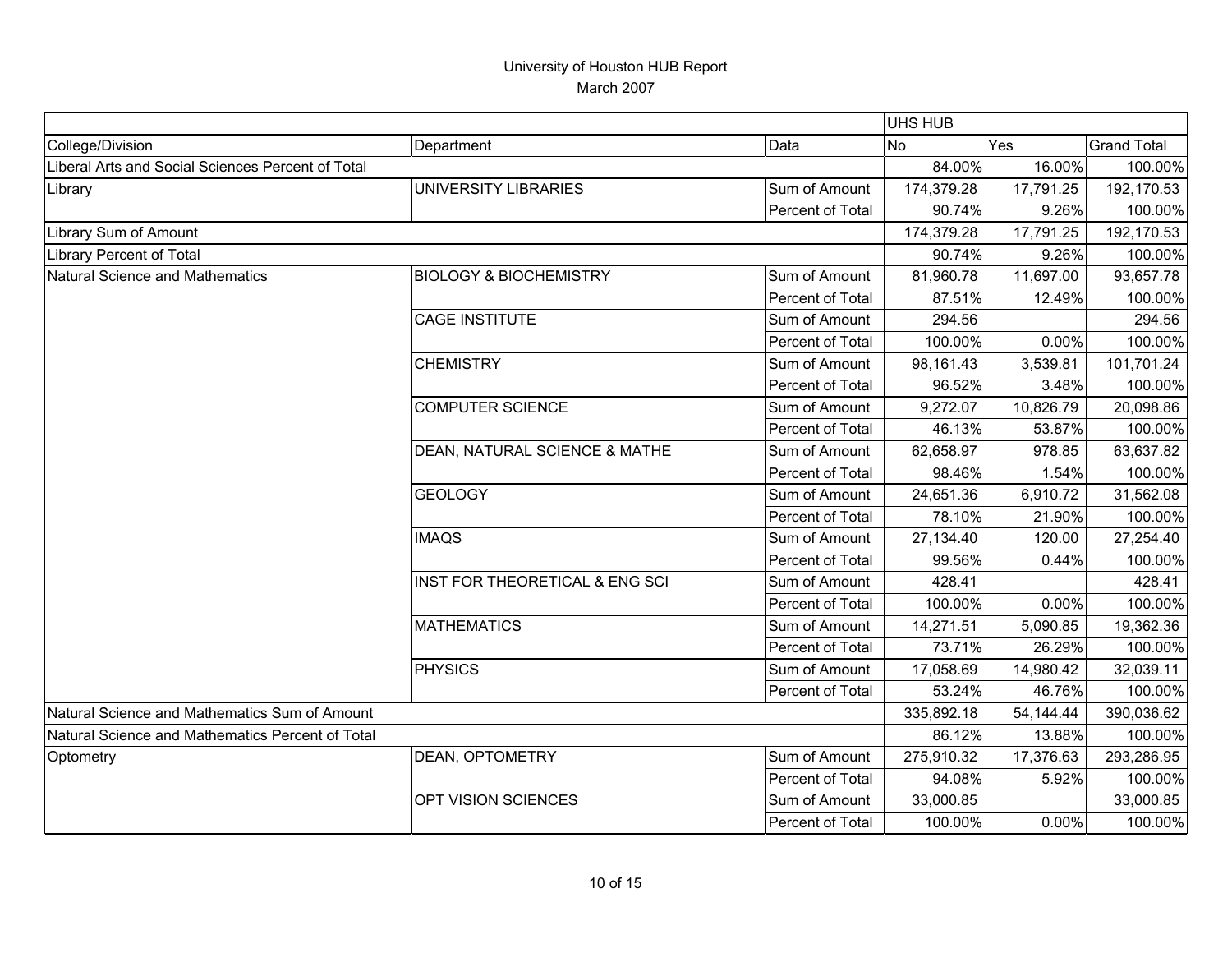University of Houston HUB Report
March 2007

| | | | UHS HUB | | |
|---|---|---|---|---|---|
| College/Division | Department | Data | No | Yes | Grand Total |
| Liberal Arts and Social Sciences Percent of Total | | | 84.00% | 16.00% | 100.00% |
| Library | UNIVERSITY LIBRARIES | Sum of Amount | 174,379.28 | 17,791.25 | 192,170.53 |
| | | Percent of Total | 90.74% | 9.26% | 100.00% |
| Library Sum of Amount | | | 174,379.28 | 17,791.25 | 192,170.53 |
| Library Percent of Total | | | 90.74% | 9.26% | 100.00% |
| Natural Science and Mathematics | BIOLOGY & BIOCHEMISTRY | Sum of Amount | 81,960.78 | 11,697.00 | 93,657.78 |
| | | Percent of Total | 87.51% | 12.49% | 100.00% |
| | CAGE INSTITUTE | Sum of Amount | 294.56 | | 294.56 |
| | | Percent of Total | 100.00% | 0.00% | 100.00% |
| | CHEMISTRY | Sum of Amount | 98,161.43 | 3,539.81 | 101,701.24 |
| | | Percent of Total | 96.52% | 3.48% | 100.00% |
| | COMPUTER SCIENCE | Sum of Amount | 9,272.07 | 10,826.79 | 20,098.86 |
| | | Percent of Total | 46.13% | 53.87% | 100.00% |
| | DEAN, NATURAL SCIENCE & MATHE | Sum of Amount | 62,658.97 | 978.85 | 63,637.82 |
| | | Percent of Total | 98.46% | 1.54% | 100.00% |
| | GEOLOGY | Sum of Amount | 24,651.36 | 6,910.72 | 31,562.08 |
| | | Percent of Total | 78.10% | 21.90% | 100.00% |
| | IMAQS | Sum of Amount | 27,134.40 | 120.00 | 27,254.40 |
| | | Percent of Total | 99.56% | 0.44% | 100.00% |
| | INST FOR THEORETICAL & ENG SCI | Sum of Amount | 428.41 | | 428.41 |
| | | Percent of Total | 100.00% | 0.00% | 100.00% |
| | MATHEMATICS | Sum of Amount | 14,271.51 | 5,090.85 | 19,362.36 |
| | | Percent of Total | 73.71% | 26.29% | 100.00% |
| | PHYSICS | Sum of Amount | 17,058.69 | 14,980.42 | 32,039.11 |
| | | Percent of Total | 53.24% | 46.76% | 100.00% |
| Natural Science and Mathematics Sum of Amount | | | 335,892.18 | 54,144.44 | 390,036.62 |
| Natural Science and Mathematics Percent of Total | | | 86.12% | 13.88% | 100.00% |
| Optometry | DEAN, OPTOMETRY | Sum of Amount | 275,910.32 | 17,376.63 | 293,286.95 |
| | | Percent of Total | 94.08% | 5.92% | 100.00% |
| | OPT VISION SCIENCES | Sum of Amount | 33,000.85 | | 33,000.85 |
| | | Percent of Total | 100.00% | 0.00% | 100.00% |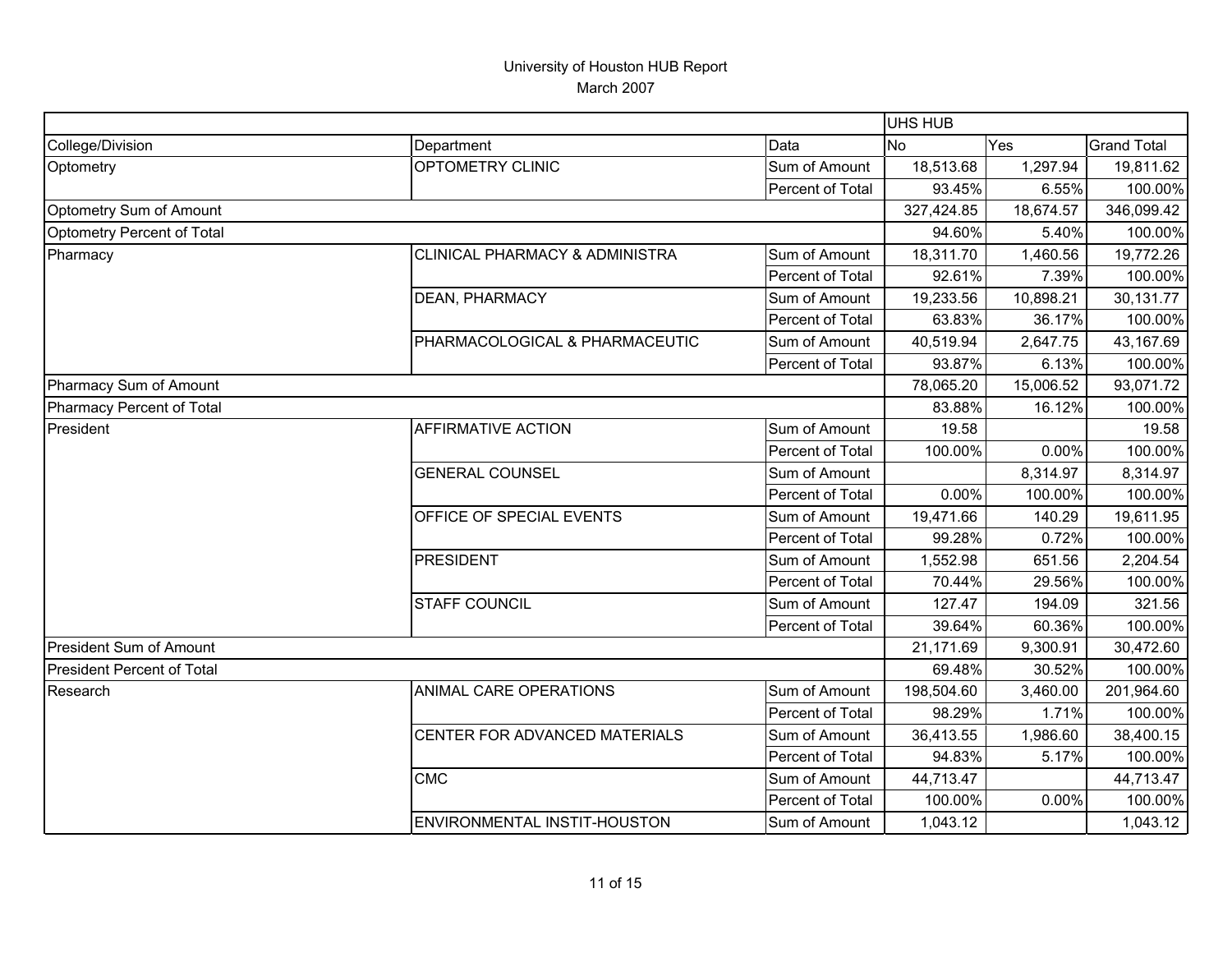# University of Houston HUB Report
March 2007

| | | | UHS HUB | | |
|---|---|---|---|---|---|
| College/Division | Department | Data | No | Yes | Grand Total |
| Optometry | OPTOMETRY CLINIC | Sum of Amount | 18,513.68 | 1,297.94 | 19,811.62 |
| | | Percent of Total | 93.45% | 6.55% | 100.00% |
| Optometry Sum of Amount | | | 327,424.85 | 18,674.57 | 346,099.42 |
| Optometry Percent of Total | | | 94.60% | 5.40% | 100.00% |
| Pharmacy | CLINICAL PHARMACY & ADMINISTRA | Sum of Amount | 18,311.70 | 1,460.56 | 19,772.26 |
| | | Percent of Total | 92.61% | 7.39% | 100.00% |
| | DEAN, PHARMACY | Sum of Amount | 19,233.56 | 10,898.21 | 30,131.77 |
| | | Percent of Total | 63.83% | 36.17% | 100.00% |
| | PHARMACOLOGICAL & PHARMACEUTIC | Sum of Amount | 40,519.94 | 2,647.75 | 43,167.69 |
| | | Percent of Total | 93.87% | 6.13% | 100.00% |
| Pharmacy Sum of Amount | | | 78,065.20 | 15,006.52 | 93,071.72 |
| Pharmacy Percent of Total | | | 83.88% | 16.12% | 100.00% |
| President | AFFIRMATIVE ACTION | Sum of Amount | 19.58 | | 19.58 |
| | | Percent of Total | 100.00% | 0.00% | 100.00% |
| | GENERAL COUNSEL | Sum of Amount | | 8,314.97 | 8,314.97 |
| | | Percent of Total | 0.00% | 100.00% | 100.00% |
| | OFFICE OF SPECIAL EVENTS | Sum of Amount | 19,471.66 | 140.29 | 19,611.95 |
| | | Percent of Total | 99.28% | 0.72% | 100.00% |
| | PRESIDENT | Sum of Amount | 1,552.98 | 651.56 | 2,204.54 |
| | | Percent of Total | 70.44% | 29.56% | 100.00% |
| | STAFF COUNCIL | Sum of Amount | 127.47 | 194.09 | 321.56 |
| | | Percent of Total | 39.64% | 60.36% | 100.00% |
| President Sum of Amount | | | 21,171.69 | 9,300.91 | 30,472.60 |
| President Percent of Total | | | 69.48% | 30.52% | 100.00% |
| Research | ANIMAL CARE OPERATIONS | Sum of Amount | 198,504.60 | 3,460.00 | 201,964.60 |
| | | Percent of Total | 98.29% | 1.71% | 100.00% |
| | CENTER FOR ADVANCED MATERIALS | Sum of Amount | 36,413.55 | 1,986.60 | 38,400.15 |
| | | Percent of Total | 94.83% | 5.17% | 100.00% |
| | CMC | Sum of Amount | 44,713.47 | | 44,713.47 |
| | | Percent of Total | 100.00% | 0.00% | 100.00% |
| | ENVIRONMENTAL INSTIT-HOUSTON | Sum of Amount | 1,043.12 | | 1,043.12 |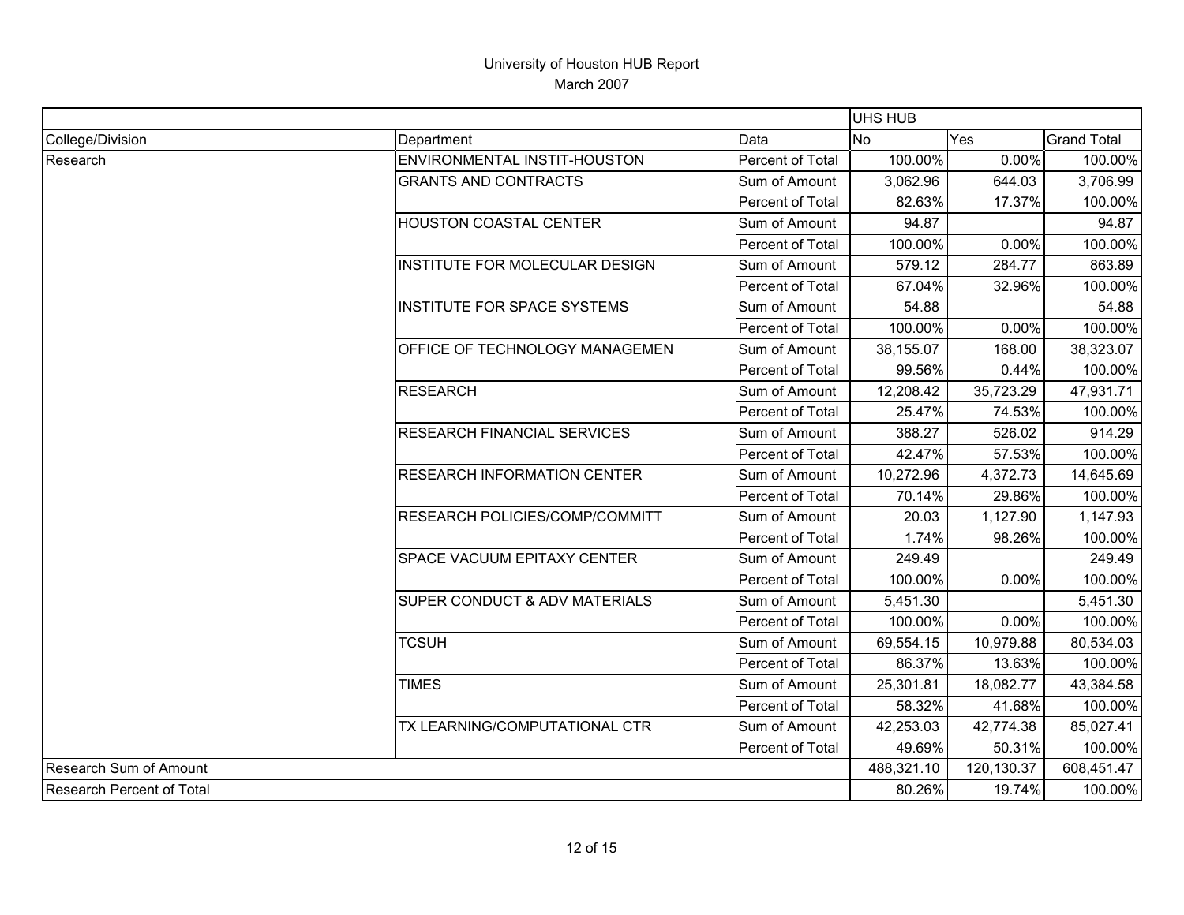# University of Houston HUB Report
## March 2007

| | | | UHS HUB | | |
|---|---|---|---|---|---|
| College/Division | Department | Data | No | Yes | Grand Total |
| Research | ENVIRONMENTAL INSTIT-HOUSTON | Percent of Total | 100.00% | 0.00% | 100.00% |
| | GRANTS AND CONTRACTS | Sum of Amount | 3,062.96 | 644.03 | 3,706.99 |
| | | Percent of Total | 82.63% | 17.37% | 100.00% |
| | HOUSTON COASTAL CENTER | Sum of Amount | 94.87 | | 94.87 |
| | | Percent of Total | 100.00% | 0.00% | 100.00% |
| | INSTITUTE FOR MOLECULAR DESIGN | Sum of Amount | 579.12 | 284.77 | 863.89 |
| | | Percent of Total | 67.04% | 32.96% | 100.00% |
| | INSTITUTE FOR SPACE SYSTEMS | Sum of Amount | 54.88 | | 54.88 |
| | | Percent of Total | 100.00% | 0.00% | 100.00% |
| | OFFICE OF TECHNOLOGY MANAGEMEN | Sum of Amount | 38,155.07 | 168.00 | 38,323.07 |
| | | Percent of Total | 99.56% | 0.44% | 100.00% |
| | RESEARCH | Sum of Amount | 12,208.42 | 35,723.29 | 47,931.71 |
| | | Percent of Total | 25.47% | 74.53% | 100.00% |
| | RESEARCH FINANCIAL SERVICES | Sum of Amount | 388.27 | 526.02 | 914.29 |
| | | Percent of Total | 42.47% | 57.53% | 100.00% |
| | RESEARCH INFORMATION CENTER | Sum of Amount | 10,272.96 | 4,372.73 | 14,645.69 |
| | | Percent of Total | 70.14% | 29.86% | 100.00% |
| | RESEARCH POLICIES/COMP/COMMITT | Sum of Amount | 20.03 | 1,127.90 | 1,147.93 |
| | | Percent of Total | 1.74% | 98.26% | 100.00% |
| | SPACE VACUUM EPITAXY CENTER | Sum of Amount | 249.49 | | 249.49 |
| | | Percent of Total | 100.00% | 0.00% | 100.00% |
| | SUPER CONDUCT & ADV MATERIALS | Sum of Amount | 5,451.30 | | 5,451.30 |
| | | Percent of Total | 100.00% | 0.00% | 100.00% |
| | TCSUH | Sum of Amount | 69,554.15 | 10,979.88 | 80,534.03 |
| | | Percent of Total | 86.37% | 13.63% | 100.00% |
| | TIMES | Sum of Amount | 25,301.81 | 18,082.77 | 43,384.58 |
| | | Percent of Total | 58.32% | 41.68% | 100.00% |
| | TX LEARNING/COMPUTATIONAL CTR | Sum of Amount | 42,253.03 | 42,774.38 | 85,027.41 |
| | | Percent of Total | 49.69% | 50.31% | 100.00% |
| Research Sum of Amount | | | 488,321.10 | 120,130.37 | 608,451.47 |
| Research Percent of Total | | | 80.26% | 19.74% | 100.00% |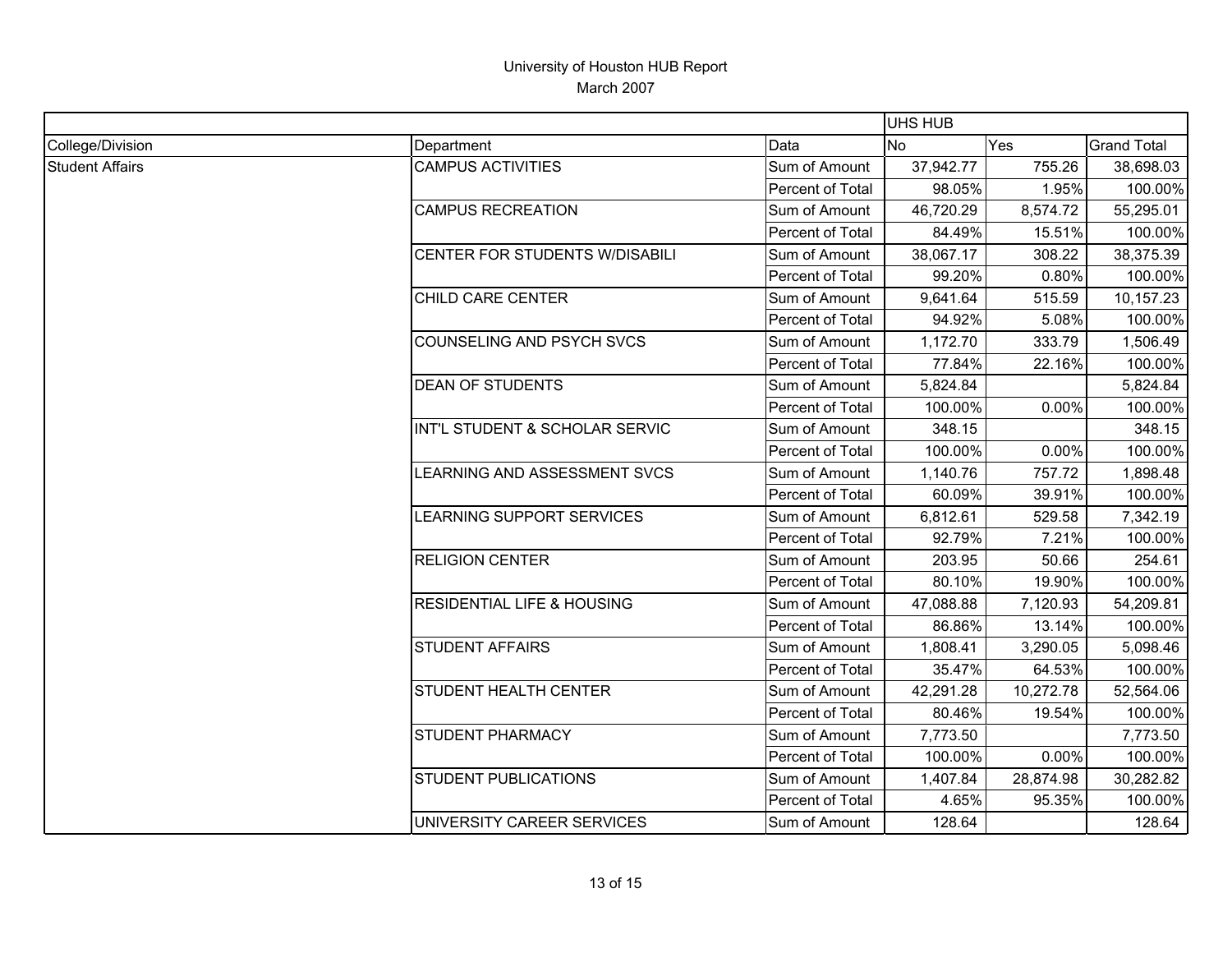# University of Houston HUB Report

March 2007

| | | | UHS HUB | | |
|---|---|---|---|---|---|
| College/Division | Department | Data | No | Yes | Grand Total |
| Student Affairs | CAMPUS ACTIVITIES | Sum of Amount | 37,942.77 | 755.26 | 38,698.03 |
| | | Percent of Total | 98.05% | 1.95% | 100.00% |
| | CAMPUS RECREATION | Sum of Amount | 46,720.29 | 8,574.72 | 55,295.01 |
| | | Percent of Total | 84.49% | 15.51% | 100.00% |
| | CENTER FOR STUDENTS W/DISABILI | Sum of Amount | 38,067.17 | 308.22 | 38,375.39 |
| | | Percent of Total | 99.20% | 0.80% | 100.00% |
| | CHILD CARE CENTER | Sum of Amount | 9,641.64 | 515.59 | 10,157.23 |
| | | Percent of Total | 94.92% | 5.08% | 100.00% |
| | COUNSELING AND PSYCH SVCS | Sum of Amount | 1,172.70 | 333.79 | 1,506.49 |
| | | Percent of Total | 77.84% | 22.16% | 100.00% |
| | DEAN OF STUDENTS | Sum of Amount | 5,824.84 | | 5,824.84 |
| | | Percent of Total | 100.00% | 0.00% | 100.00% |
| | INT'L STUDENT & SCHOLAR SERVIC | Sum of Amount | 348.15 | | 348.15 |
| | | Percent of Total | 100.00% | 0.00% | 100.00% |
| | LEARNING AND ASSESSMENT SVCS | Sum of Amount | 1,140.76 | 757.72 | 1,898.48 |
| | | Percent of Total | 60.09% | 39.91% | 100.00% |
| | LEARNING SUPPORT SERVICES | Sum of Amount | 6,812.61 | 529.58 | 7,342.19 |
| | | Percent of Total | 92.79% | 7.21% | 100.00% |
| | RELIGION CENTER | Sum of Amount | 203.95 | 50.66 | 254.61 |
| | | Percent of Total | 80.10% | 19.90% | 100.00% |
| | RESIDENTIAL LIFE & HOUSING | Sum of Amount | 47,088.88 | 7,120.93 | 54,209.81 |
| | | Percent of Total | 86.86% | 13.14% | 100.00% |
| | STUDENT AFFAIRS | Sum of Amount | 1,808.41 | 3,290.05 | 5,098.46 |
| | | Percent of Total | 35.47% | 64.53% | 100.00% |
| | STUDENT HEALTH CENTER | Sum of Amount | 42,291.28 | 10,272.78 | 52,564.06 |
| | | Percent of Total | 80.46% | 19.54% | 100.00% |
| | STUDENT PHARMACY | Sum of Amount | 7,773.50 | | 7,773.50 |
| | | Percent of Total | 100.00% | 0.00% | 100.00% |
| | STUDENT PUBLICATIONS | Sum of Amount | 1,407.84 | 28,874.98 | 30,282.82 |
| | | Percent of Total | 4.65% | 95.35% | 100.00% |
| | UNIVERSITY CAREER SERVICES | Sum of Amount | 128.64 | | 128.64 |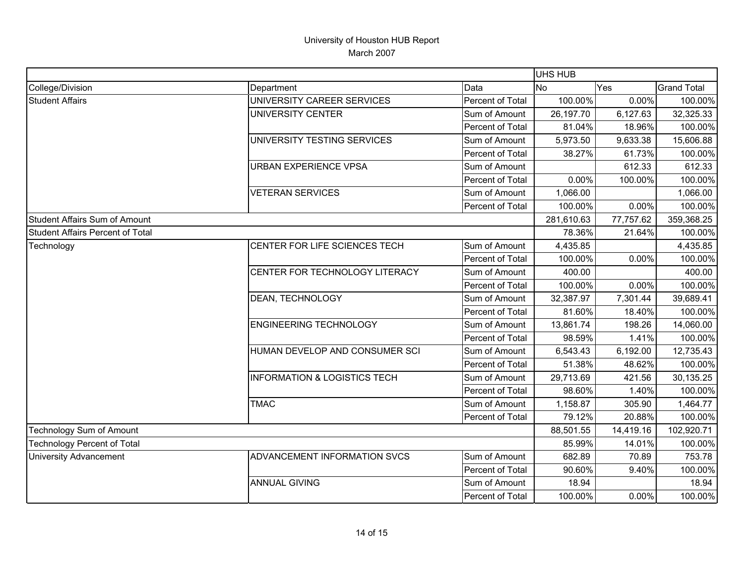# University of Houston HUB Report

March 2007

| | | | UHS HUB | | |
|---|---|---|---|---|---|
| College/Division | Department | Data | No | Yes | Grand Total |
| Student Affairs | UNIVERSITY CAREER SERVICES | Percent of Total | 100.00% | 0.00% | 100.00% |
| | UNIVERSITY CENTER | Sum of Amount | 26,197.70 | 6,127.63 | 32,325.33 |
| | | Percent of Total | 81.04% | 18.96% | 100.00% |
| | UNIVERSITY TESTING SERVICES | Sum of Amount | 5,973.50 | 9,633.38 | 15,606.88 |
| | | Percent of Total | 38.27% | 61.73% | 100.00% |
| | URBAN EXPERIENCE VPSA | Sum of Amount | | 612.33 | 612.33 |
| | | Percent of Total | 0.00% | 100.00% | 100.00% |
| | VETERAN SERVICES | Sum of Amount | 1,066.00 | | 1,066.00 |
| | | Percent of Total | 100.00% | 0.00% | 100.00% |
| Student Affairs Sum of Amount | | | 281,610.63 | 77,757.62 | 359,368.25 |
| Student Affairs Percent of Total | | | 78.36% | 21.64% | 100.00% |
| Technology | CENTER FOR LIFE SCIENCES TECH | Sum of Amount | 4,435.85 | | 4,435.85 |
| | | Percent of Total | 100.00% | 0.00% | 100.00% |
| | CENTER FOR TECHNOLOGY LITERACY | Sum of Amount | 400.00 | | 400.00 |
| | | Percent of Total | 100.00% | 0.00% | 100.00% |
| | DEAN, TECHNOLOGY | Sum of Amount | 32,387.97 | 7,301.44 | 39,689.41 |
| | | Percent of Total | 81.60% | 18.40% | 100.00% |
| | ENGINEERING TECHNOLOGY | Sum of Amount | 13,861.74 | 198.26 | 14,060.00 |
| | | Percent of Total | 98.59% | 1.41% | 100.00% |
| | HUMAN DEVELOP AND CONSUMER SCI | Sum of Amount | 6,543.43 | 6,192.00 | 12,735.43 |
| | | Percent of Total | 51.38% | 48.62% | 100.00% |
| | INFORMATION & LOGISTICS TECH | Sum of Amount | 29,713.69 | 421.56 | 30,135.25 |
| | | Percent of Total | 98.60% | 1.40% | 100.00% |
| | TMAC | Sum of Amount | 1,158.87 | 305.90 | 1,464.77 |
| | | Percent of Total | 79.12% | 20.88% | 100.00% |
| Technology Sum of Amount | | | 88,501.55 | 14,419.16 | 102,920.71 |
| Technology Percent of Total | | | 85.99% | 14.01% | 100.00% |
| University Advancement | ADVANCEMENT INFORMATION SVCS | Sum of Amount | 682.89 | 70.89 | 753.78 |
| | | Percent of Total | 90.60% | 9.40% | 100.00% |
| | ANNUAL GIVING | Sum of Amount | 18.94 | | 18.94 |
| | | Percent of Total | 100.00% | 0.00% | 100.00% |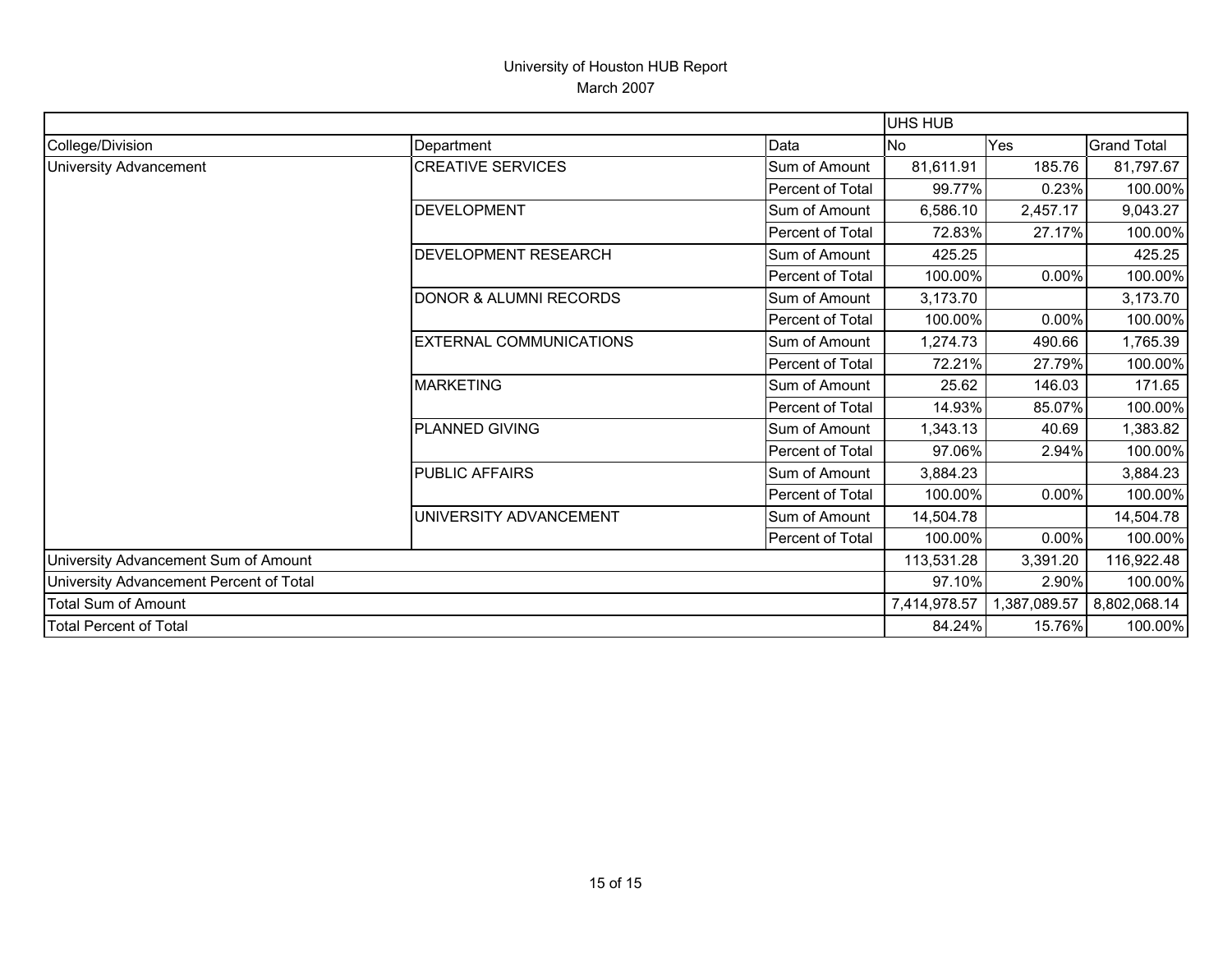University of Houston HUB Report
March 2007

| | | | UHS HUB | | |
|---|---|---|---|---|---|
| College/Division | Department | Data | No | Yes | Grand Total |
| University Advancement | CREATIVE SERVICES | Sum of Amount | 81,611.91 | 185.76 | 81,797.67 |
| | | Percent of Total | 99.77% | 0.23% | 100.00% |
| | DEVELOPMENT | Sum of Amount | 6,586.10 | 2,457.17 | 9,043.27 |
| | | Percent of Total | 72.83% | 27.17% | 100.00% |
| | DEVELOPMENT RESEARCH | Sum of Amount | 425.25 | | 425.25 |
| | | Percent of Total | 100.00% | 0.00% | 100.00% |
| | DONOR & ALUMNI RECORDS | Sum of Amount | 3,173.70 | | 3,173.70 |
| | | Percent of Total | 100.00% | 0.00% | 100.00% |
| | EXTERNAL COMMUNICATIONS | Sum of Amount | 1,274.73 | 490.66 | 1,765.39 |
| | | Percent of Total | 72.21% | 27.79% | 100.00% |
| | MARKETING | Sum of Amount | 25.62 | 146.03 | 171.65 |
| | | Percent of Total | 14.93% | 85.07% | 100.00% |
| | PLANNED GIVING | Sum of Amount | 1,343.13 | 40.69 | 1,383.82 |
| | | Percent of Total | 97.06% | 2.94% | 100.00% |
| | PUBLIC AFFAIRS | Sum of Amount | 3,884.23 | | 3,884.23 |
| | | Percent of Total | 100.00% | 0.00% | 100.00% |
| | UNIVERSITY ADVANCEMENT | Sum of Amount | 14,504.78 | | 14,504.78 |
| | | Percent of Total | 100.00% | 0.00% | 100.00% |
| University Advancement Sum of Amount | | | 113,531.28 | 3,391.20 | 116,922.48 |
| University Advancement Percent of Total | | | 97.10% | 2.90% | 100.00% |
| Total Sum of Amount | | | 7,414,978.57 | 1,387,089.57 | 8,802,068.14 |
| Total Percent of Total | | | 84.24% | 15.76% | 100.00% |